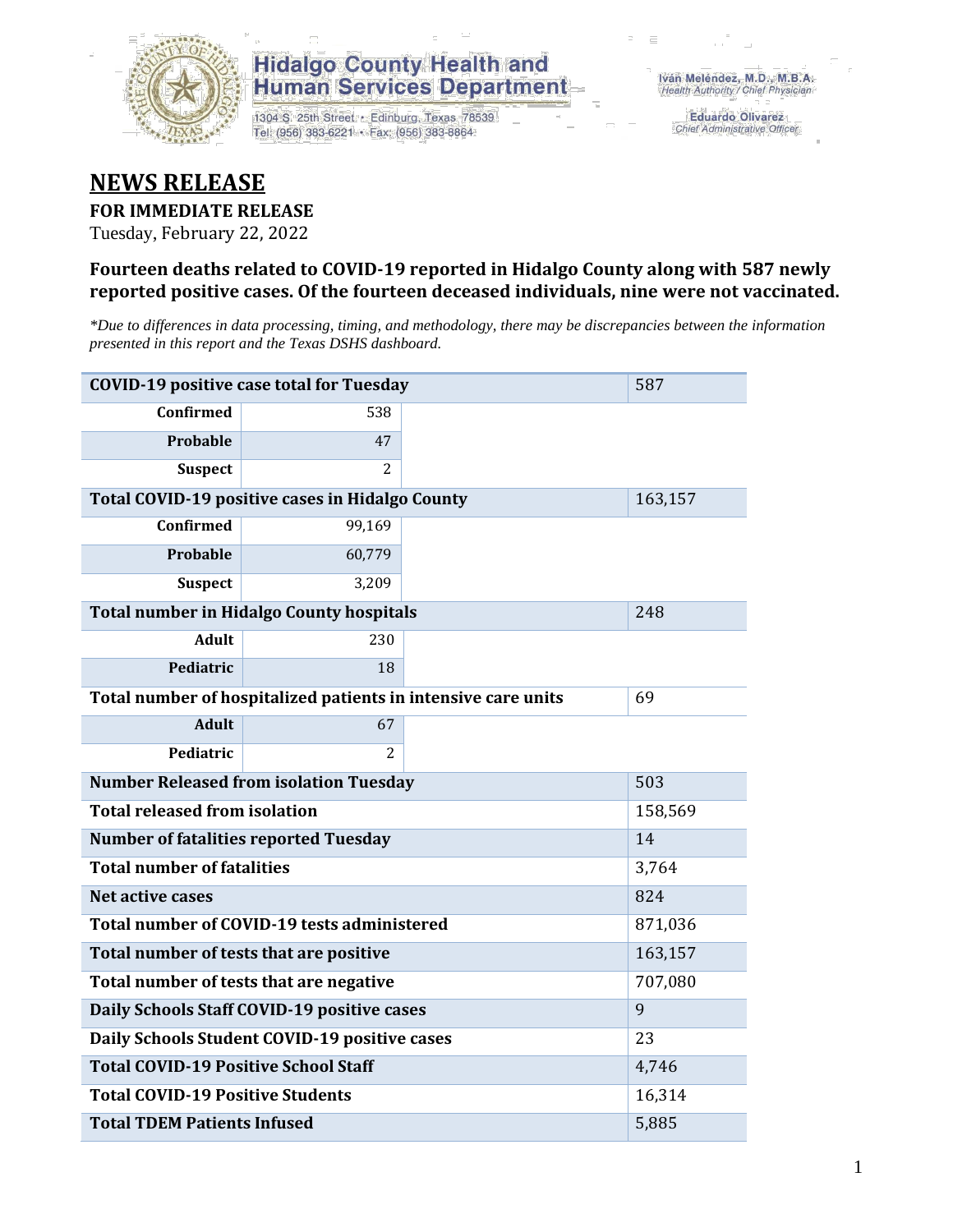Hidalgo County Health and Human Services Department

1304 S. 25th Street • Edinburg, Texas 78539
Tel: (956) 383-6221 • Fax: (956) 383-8864

Iván Meléndez, M.D., M.B.A.
*Health Authority / Chief Physician*

Eduardo Olivarez
*Chief Administrative Officer*

# NEWS RELEASE

**FOR IMMEDIATE RELEASE**

Tuesday, February 22, 2022

### Fourteen deaths related to COVID-19 reported in Hidalgo County along with 587 newly reported positive cases. Of the fourteen deceased individuals, nine were not vaccinated.

*\*Due to differences in data processing, timing, and methodology, there may be discrepancies between the information presented in this report and the Texas DSHS dashboard.*

| **COVID-19 positive case total for Tuesday** | | 587 |
|---|---|---|
| **Confirmed** | 538 | |
| **Probable** | 47 | |
| **Suspect** | 2 | |
| **Total COVID-19 positive cases in Hidalgo County** | | 163,157 |
| **Confirmed** | 99,169 | |
| **Probable** | 60,779 | |
| **Suspect** | 3,209 | |
| **Total number in Hidalgo County hospitals** | | 248 |
| **Adult** | 230 | |
| **Pediatric** | 18 | |
| **Total number of hospitalized patients in intensive care units** | | 69 |
| **Adult** | 67 | |
| **Pediatric** | 2 | |
| **Number Released from isolation Tuesday** | | 503 |
| **Total released from isolation** | | 158,569 |
| **Number of fatalities reported Tuesday** | | 14 |
| **Total number of fatalities** | | 3,764 |
| **Net active cases** | | 824 |
| **Total number of COVID-19 tests administered** | | 871,036 |
| **Total number of tests that are positive** | | 163,157 |
| **Total number of tests that are negative** | | 707,080 |
| **Daily Schools Staff COVID-19 positive cases** | | 9 |
| **Daily Schools Student COVID-19 positive cases** | | 23 |
| **Total COVID-19 Positive School Staff** | | 4,746 |
| **Total COVID-19 Positive Students** | | 16,314 |
| **Total TDEM Patients Infused** | | 5,885 |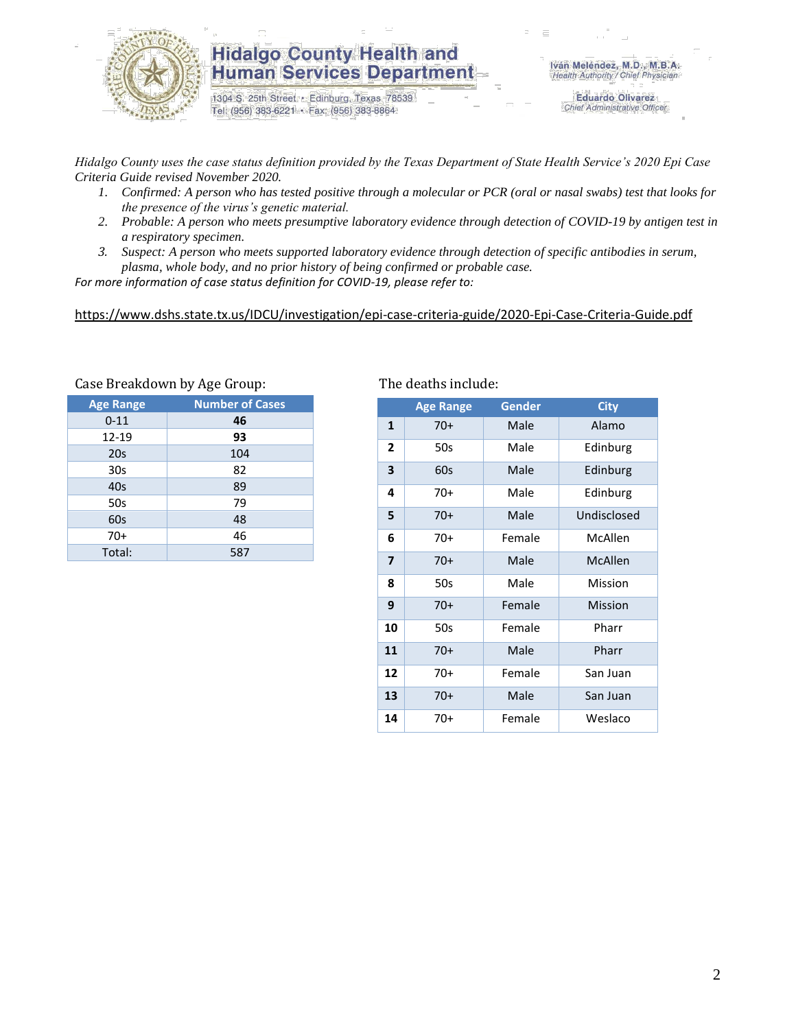Hidalgo County Health and Human Services Department

1304 S. 25th Street • Edinburg, Texas 78539
Tel: (956) 383-6221 • Fax: (956) 383-8864

Iván Meléndez, M.D., M.B.A.
Health Authority / Chief Physician

Eduardo Olivarez
Chief Administrative Officer

*Hidalgo County uses the case status definition provided by the Texas Department of State Health Service's 2020 Epi Case Criteria Guide revised November 2020.*

1. *Confirmed: A person who has tested positive through a molecular or PCR (oral or nasal swabs) test that looks for the presence of the virus's genetic material.*
2. *Probable: A person who meets presumptive laboratory evidence through detection of COVID-19 by antigen test in a respiratory specimen.*
3. *Suspect: A person who meets supported laboratory evidence through detection of specific antibodies in serum, plasma, whole body, and no prior history of being confirmed or probable case.*

*For more information of case status definition for COVID-19, please refer to:*

https://www.dshs.state.tx.us/IDCU/investigation/epi-case-criteria-guide/2020-Epi-Case-Criteria-Guide.pdf

Case Breakdown by Age Group:

| Age Range | Number of Cases |
|---|---|
| 0-11 | **46** |
| 12-19 | **93** |
| 20s | 104 |
| 30s | 82 |
| 40s | 89 |
| 50s | 79 |
| 60s | 48 |
| 70+ | 46 |
| Total: | 587 |

The deaths include:

| | Age Range | Gender | City |
|---|---|---|---|
| **1** | 70+ | Male | Alamo |
| **2** | 50s | Male | Edinburg |
| **3** | 60s | Male | Edinburg |
| **4** | 70+ | Male | Edinburg |
| **5** | 70+ | Male | Undisclosed |
| **6** | 70+ | Female | McAllen |
| **7** | 70+ | Male | McAllen |
| **8** | 50s | Male | Mission |
| **9** | 70+ | Female | Mission |
| **10** | 50s | Female | Pharr |
| **11** | 70+ | Male | Pharr |
| **12** | 70+ | Female | San Juan |
| **13** | 70+ | Male | San Juan |
| **14** | 70+ | Female | Weslaco |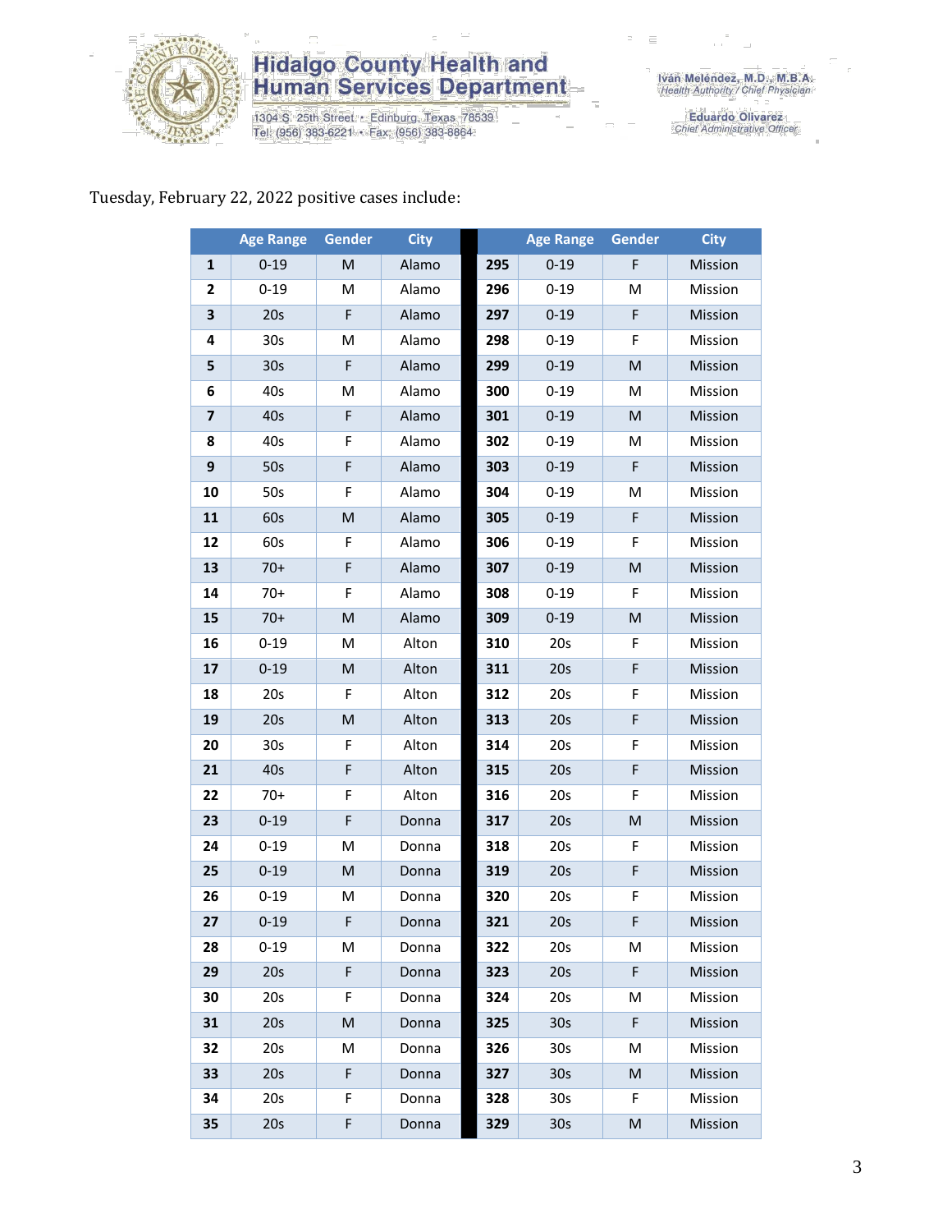Hidalgo County Health and Human Services Department

1304 S. 25th Street • Edinburg, Texas 78539
Tel: (956) 383-6221 • Fax: (956) 383-8864

Iván Meléndez, M.D., M.B.A.
Health Authority / Chief Physician

Eduardo Olivarez
Chief Administrative Officer

Tuesday, February 22, 2022 positive cases include:

| | Age Range | Gender | City | | Age Range | Gender | City |
|---|---|---|---|---|---|---|---|
| **1** | 0-19 | M | Alamo | **295** | 0-19 | F | Mission |
| **2** | 0-19 | M | Alamo | **296** | 0-19 | M | Mission |
| **3** | 20s | F | Alamo | **297** | 0-19 | F | Mission |
| **4** | 30s | M | Alamo | **298** | 0-19 | F | Mission |
| **5** | 30s | F | Alamo | **299** | 0-19 | M | Mission |
| **6** | 40s | M | Alamo | **300** | 0-19 | M | Mission |
| **7** | 40s | F | Alamo | **301** | 0-19 | M | Mission |
| **8** | 40s | F | Alamo | **302** | 0-19 | M | Mission |
| **9** | 50s | F | Alamo | **303** | 0-19 | F | Mission |
| **10** | 50s | F | Alamo | **304** | 0-19 | M | Mission |
| **11** | 60s | M | Alamo | **305** | 0-19 | F | Mission |
| **12** | 60s | F | Alamo | **306** | 0-19 | F | Mission |
| **13** | 70+ | F | Alamo | **307** | 0-19 | M | Mission |
| **14** | 70+ | F | Alamo | **308** | 0-19 | F | Mission |
| **15** | 70+ | M | Alamo | **309** | 0-19 | M | Mission |
| **16** | 0-19 | M | Alton | **310** | 20s | F | Mission |
| **17** | 0-19 | M | Alton | **311** | 20s | F | Mission |
| **18** | 20s | F | Alton | **312** | 20s | F | Mission |
| **19** | 20s | M | Alton | **313** | 20s | F | Mission |
| **20** | 30s | F | Alton | **314** | 20s | F | Mission |
| **21** | 40s | F | Alton | **315** | 20s | F | Mission |
| **22** | 70+ | F | Alton | **316** | 20s | F | Mission |
| **23** | 0-19 | F | Donna | **317** | 20s | M | Mission |
| **24** | 0-19 | M | Donna | **318** | 20s | F | Mission |
| **25** | 0-19 | M | Donna | **319** | 20s | F | Mission |
| **26** | 0-19 | M | Donna | **320** | 20s | F | Mission |
| **27** | 0-19 | F | Donna | **321** | 20s | F | Mission |
| **28** | 0-19 | M | Donna | **322** | 20s | M | Mission |
| **29** | 20s | F | Donna | **323** | 20s | F | Mission |
| **30** | 20s | F | Donna | **324** | 20s | M | Mission |
| **31** | 20s | M | Donna | **325** | 30s | F | Mission |
| **32** | 20s | M | Donna | **326** | 30s | M | Mission |
| **33** | 20s | F | Donna | **327** | 30s | M | Mission |
| **34** | 20s | F | Donna | **328** | 30s | F | Mission |
| **35** | 20s | F | Donna | **329** | 30s | M | Mission |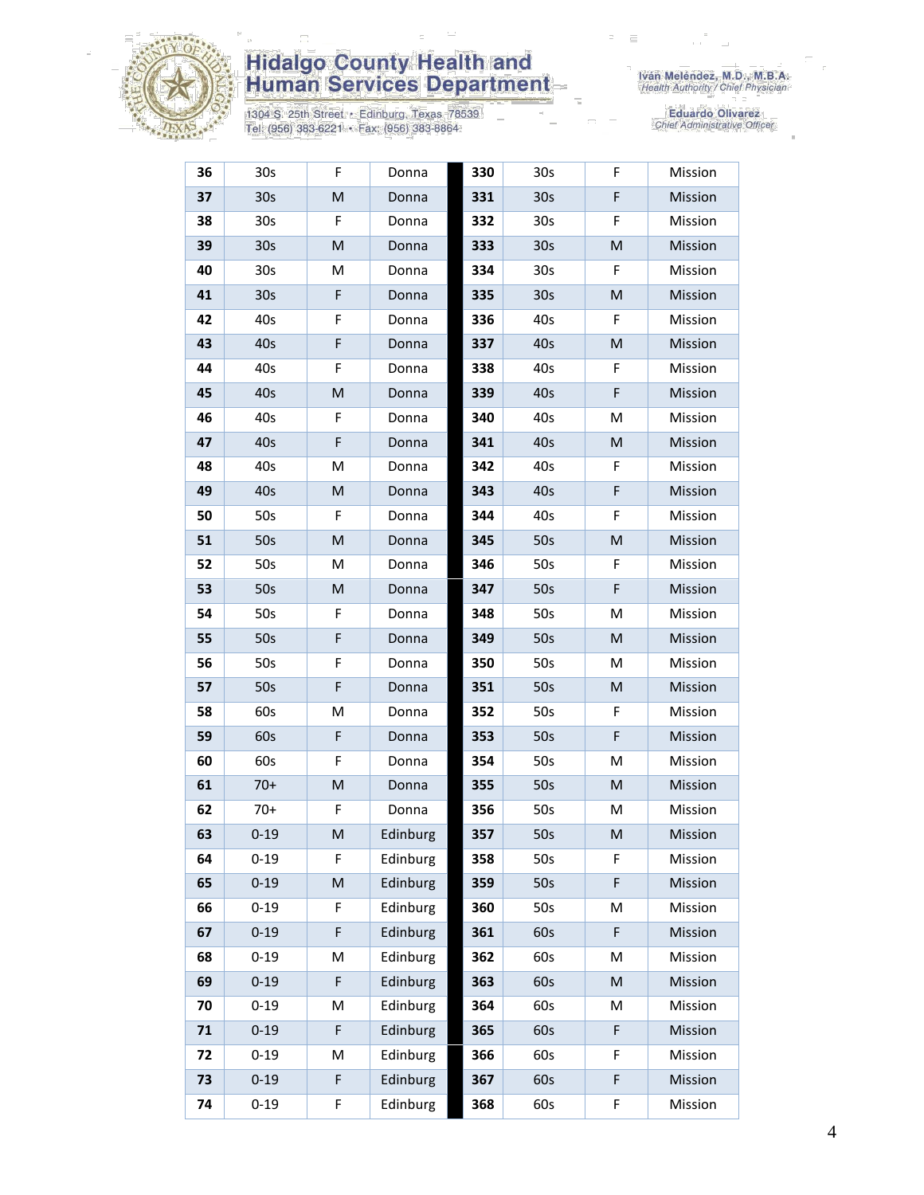| 36 | 30s | F | Donna | 330 | 30s | F | Mission |
|---|---|---|---|---|---|---|---|
| 37 | 30s | M | Donna | 331 | 30s | F | Mission |
| 38 | 30s | F | Donna | 332 | 30s | F | Mission |
| 39 | 30s | M | Donna | 333 | 30s | M | Mission |
| 40 | 30s | M | Donna | 334 | 30s | F | Mission |
| 41 | 30s | F | Donna | 335 | 30s | M | Mission |
| 42 | 40s | F | Donna | 336 | 40s | F | Mission |
| 43 | 40s | F | Donna | 337 | 40s | M | Mission |
| 44 | 40s | F | Donna | 338 | 40s | F | Mission |
| 45 | 40s | M | Donna | 339 | 40s | F | Mission |
| 46 | 40s | F | Donna | 340 | 40s | M | Mission |
| 47 | 40s | F | Donna | 341 | 40s | M | Mission |
| 48 | 40s | M | Donna | 342 | 40s | F | Mission |
| 49 | 40s | M | Donna | 343 | 40s | F | Mission |
| 50 | 50s | F | Donna | 344 | 40s | F | Mission |
| 51 | 50s | M | Donna | 345 | 50s | M | Mission |
| 52 | 50s | M | Donna | 346 | 50s | F | Mission |
| 53 | 50s | M | Donna | 347 | 50s | F | Mission |
| 54 | 50s | F | Donna | 348 | 50s | M | Mission |
| 55 | 50s | F | Donna | 349 | 50s | M | Mission |
| 56 | 50s | F | Donna | 350 | 50s | M | Mission |
| 57 | 50s | F | Donna | 351 | 50s | M | Mission |
| 58 | 60s | M | Donna | 352 | 50s | F | Mission |
| 59 | 60s | F | Donna | 353 | 50s | F | Mission |
| 60 | 60s | F | Donna | 354 | 50s | M | Mission |
| 61 | 70+ | M | Donna | 355 | 50s | M | Mission |
| 62 | 70+ | F | Donna | 356 | 50s | M | Mission |
| 63 | 0-19 | M | Edinburg | 357 | 50s | M | Mission |
| 64 | 0-19 | F | Edinburg | 358 | 50s | F | Mission |
| 65 | 0-19 | M | Edinburg | 359 | 50s | F | Mission |
| 66 | 0-19 | F | Edinburg | 360 | 50s | M | Mission |
| 67 | 0-19 | F | Edinburg | 361 | 60s | F | Mission |
| 68 | 0-19 | M | Edinburg | 362 | 60s | M | Mission |
| 69 | 0-19 | F | Edinburg | 363 | 60s | M | Mission |
| 70 | 0-19 | M | Edinburg | 364 | 60s | M | Mission |
| 71 | 0-19 | F | Edinburg | 365 | 60s | F | Mission |
| 72 | 0-19 | M | Edinburg | 366 | 60s | F | Mission |
| 73 | 0-19 | F | Edinburg | 367 | 60s | F | Mission |
| 74 | 0-19 | F | Edinburg | 368 | 60s | F | Mission |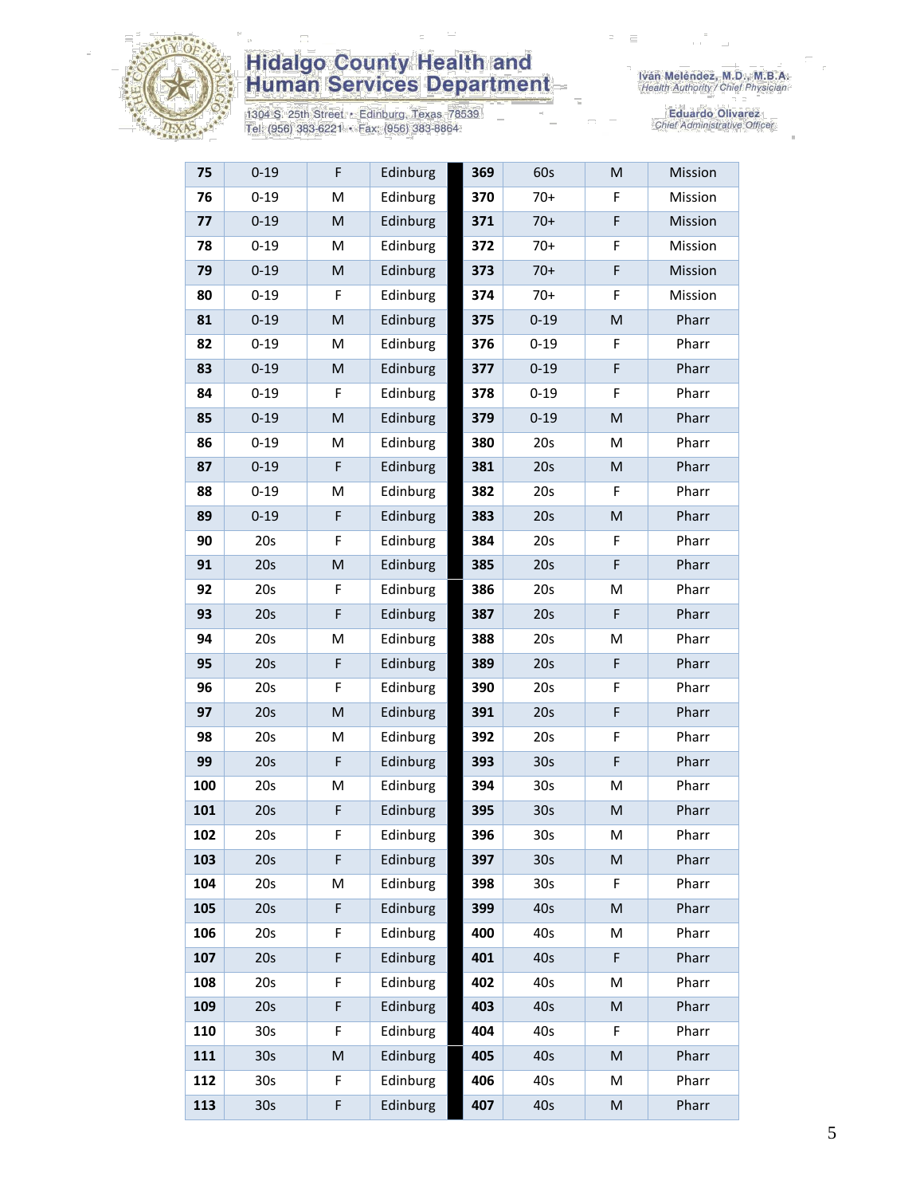# Hidalgo County Health and Human Services Department

1304 S. 25th Street • Edinburg, Texas 78539
Tel: (956) 383-6221 • Fax: (956) 383-8864

Iván Meléndez, M.D., M.B.A.
*Health Authority / Chief Physician*

Eduardo Olivarez
*Chief Administrative Officer*

| | | | | | | | |
|---|---|---|---|---|---|---|---|
| **75** | 0-19 | F | Edinburg | **369** | 60s | M | Mission |
| **76** | 0-19 | M | Edinburg | **370** | 70+ | F | Mission |
| **77** | 0-19 | M | Edinburg | **371** | 70+ | F | Mission |
| **78** | 0-19 | M | Edinburg | **372** | 70+ | F | Mission |
| **79** | 0-19 | M | Edinburg | **373** | 70+ | F | Mission |
| **80** | 0-19 | F | Edinburg | **374** | 70+ | F | Mission |
| **81** | 0-19 | M | Edinburg | **375** | 0-19 | M | Pharr |
| **82** | 0-19 | M | Edinburg | **376** | 0-19 | F | Pharr |
| **83** | 0-19 | M | Edinburg | **377** | 0-19 | F | Pharr |
| **84** | 0-19 | F | Edinburg | **378** | 0-19 | F | Pharr |
| **85** | 0-19 | M | Edinburg | **379** | 0-19 | M | Pharr |
| **86** | 0-19 | M | Edinburg | **380** | 20s | M | Pharr |
| **87** | 0-19 | F | Edinburg | **381** | 20s | M | Pharr |
| **88** | 0-19 | M | Edinburg | **382** | 20s | F | Pharr |
| **89** | 0-19 | F | Edinburg | **383** | 20s | M | Pharr |
| **90** | 20s | F | Edinburg | **384** | 20s | F | Pharr |
| **91** | 20s | M | Edinburg | **385** | 20s | F | Pharr |
| **92** | 20s | F | Edinburg | **386** | 20s | M | Pharr |
| **93** | 20s | F | Edinburg | **387** | 20s | F | Pharr |
| **94** | 20s | M | Edinburg | **388** | 20s | M | Pharr |
| **95** | 20s | F | Edinburg | **389** | 20s | F | Pharr |
| **96** | 20s | F | Edinburg | **390** | 20s | F | Pharr |
| **97** | 20s | M | Edinburg | **391** | 20s | F | Pharr |
| **98** | 20s | M | Edinburg | **392** | 20s | F | Pharr |
| **99** | 20s | F | Edinburg | **393** | 30s | F | Pharr |
| **100** | 20s | M | Edinburg | **394** | 30s | M | Pharr |
| **101** | 20s | F | Edinburg | **395** | 30s | M | Pharr |
| **102** | 20s | F | Edinburg | **396** | 30s | M | Pharr |
| **103** | 20s | F | Edinburg | **397** | 30s | M | Pharr |
| **104** | 20s | M | Edinburg | **398** | 30s | F | Pharr |
| **105** | 20s | F | Edinburg | **399** | 40s | M | Pharr |
| **106** | 20s | F | Edinburg | **400** | 40s | M | Pharr |
| **107** | 20s | F | Edinburg | **401** | 40s | F | Pharr |
| **108** | 20s | F | Edinburg | **402** | 40s | M | Pharr |
| **109** | 20s | F | Edinburg | **403** | 40s | M | Pharr |
| **110** | 30s | F | Edinburg | **404** | 40s | F | Pharr |
| **111** | 30s | M | Edinburg | **405** | 40s | M | Pharr |
| **112** | 30s | F | Edinburg | **406** | 40s | M | Pharr |
| **113** | 30s | F | Edinburg | **407** | 40s | M | Pharr |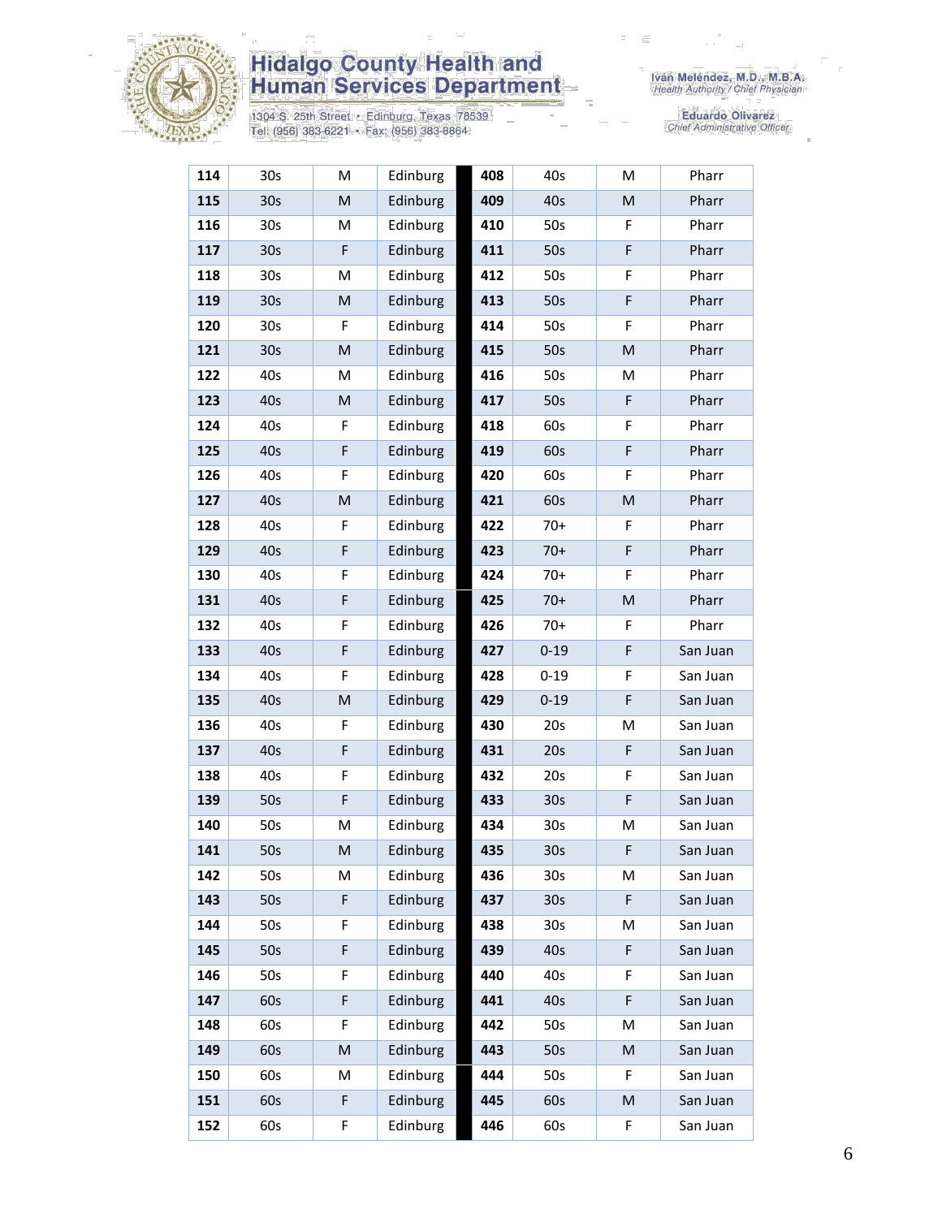| 114 | 30s | M | Edinburg | | 408 | 40s | M | Pharr |
|---|---|---|---|---|---|---|---|---|
| 115 | 30s | M | Edinburg | | 409 | 40s | M | Pharr |
| 116 | 30s | M | Edinburg | | 410 | 50s | F | Pharr |
| 117 | 30s | F | Edinburg | | 411 | 50s | F | Pharr |
| 118 | 30s | M | Edinburg | | 412 | 50s | F | Pharr |
| 119 | 30s | M | Edinburg | | 413 | 50s | F | Pharr |
| 120 | 30s | F | Edinburg | | 414 | 50s | F | Pharr |
| 121 | 30s | M | Edinburg | | 415 | 50s | M | Pharr |
| 122 | 40s | M | Edinburg | | 416 | 50s | M | Pharr |
| 123 | 40s | M | Edinburg | | 417 | 50s | F | Pharr |
| 124 | 40s | F | Edinburg | | 418 | 60s | F | Pharr |
| 125 | 40s | F | Edinburg | | 419 | 60s | F | Pharr |
| 126 | 40s | F | Edinburg | | 420 | 60s | F | Pharr |
| 127 | 40s | M | Edinburg | | 421 | 60s | M | Pharr |
| 128 | 40s | F | Edinburg | | 422 | 70+ | F | Pharr |
| 129 | 40s | F | Edinburg | | 423 | 70+ | F | Pharr |
| 130 | 40s | F | Edinburg | | 424 | 70+ | F | Pharr |
| 131 | 40s | F | Edinburg | | 425 | 70+ | M | Pharr |
| 132 | 40s | F | Edinburg | | 426 | 70+ | F | Pharr |
| 133 | 40s | F | Edinburg | | 427 | 0-19 | F | San Juan |
| 134 | 40s | F | Edinburg | | 428 | 0-19 | F | San Juan |
| 135 | 40s | M | Edinburg | | 429 | 0-19 | F | San Juan |
| 136 | 40s | F | Edinburg | | 430 | 20s | M | San Juan |
| 137 | 40s | F | Edinburg | | 431 | 20s | F | San Juan |
| 138 | 40s | F | Edinburg | | 432 | 20s | F | San Juan |
| 139 | 50s | F | Edinburg | | 433 | 30s | F | San Juan |
| 140 | 50s | M | Edinburg | | 434 | 30s | M | San Juan |
| 141 | 50s | M | Edinburg | | 435 | 30s | F | San Juan |
| 142 | 50s | M | Edinburg | | 436 | 30s | M | San Juan |
| 143 | 50s | F | Edinburg | | 437 | 30s | F | San Juan |
| 144 | 50s | F | Edinburg | | 438 | 30s | M | San Juan |
| 145 | 50s | F | Edinburg | | 439 | 40s | F | San Juan |
| 146 | 50s | F | Edinburg | | 440 | 40s | F | San Juan |
| 147 | 60s | F | Edinburg | | 441 | 40s | F | San Juan |
| 148 | 60s | F | Edinburg | | 442 | 50s | M | San Juan |
| 149 | 60s | M | Edinburg | | 443 | 50s | M | San Juan |
| 150 | 60s | M | Edinburg | | 444 | 50s | F | San Juan |
| 151 | 60s | F | Edinburg | | 445 | 60s | M | San Juan |
| 152 | 60s | F | Edinburg | | 446 | 60s | F | San Juan |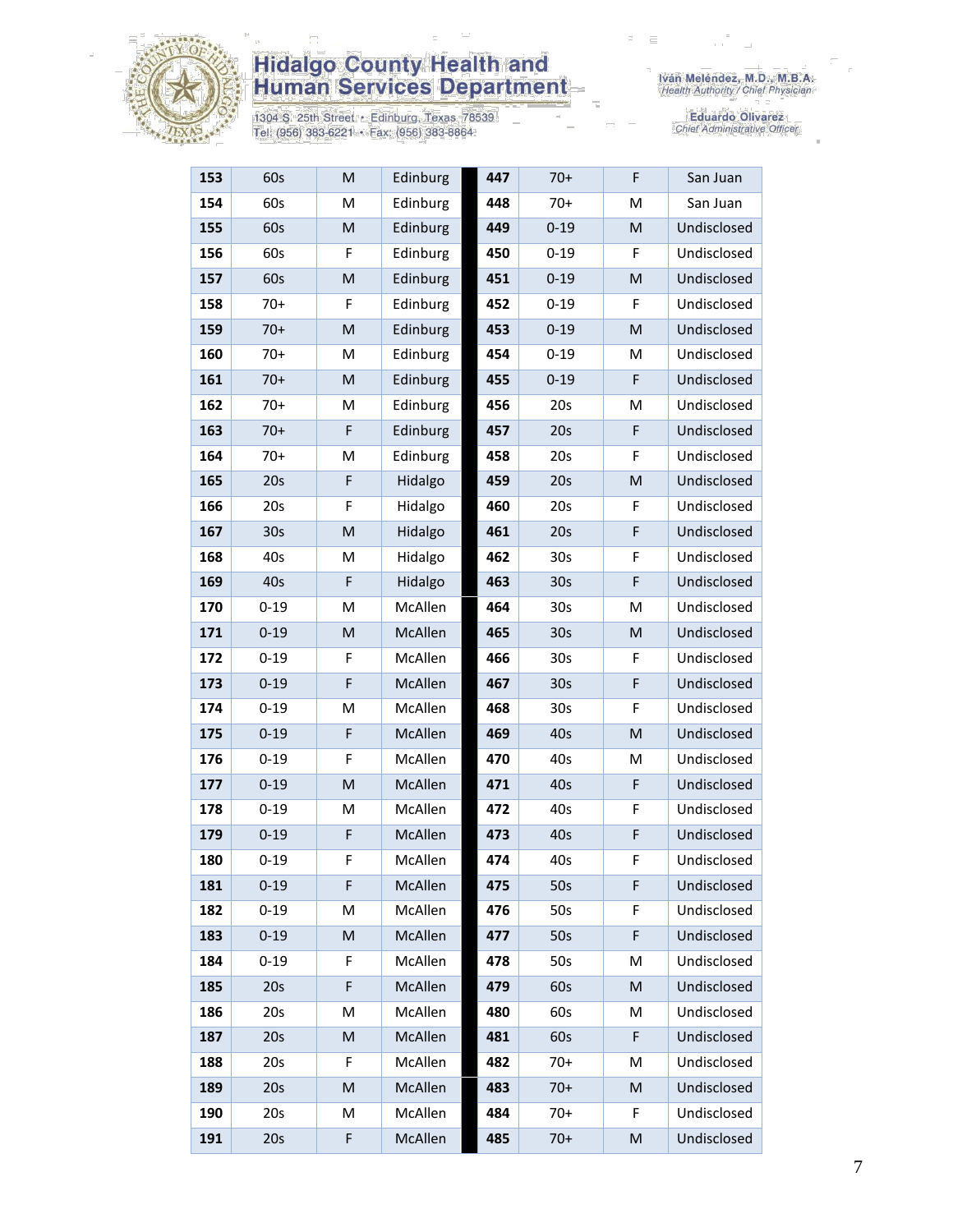# Hidalgo County Health and Human Services Department

1304 S. 25th Street • Edinburg, Texas 78539
Tel: (956) 383-6221 • Fax: (956) 383-8864

Iván Meléndez, M.D., M.B.A.
*Health Authority / Chief Physician*

Eduardo Olivarez
*Chief Administrative Officer*

| | | | | | | | |
|---|---|---|---|---|---|---|---|
| **153** | 60s | M | Edinburg | **447** | 70+ | F | San Juan |
| **154** | 60s | M | Edinburg | **448** | 70+ | M | San Juan |
| **155** | 60s | M | Edinburg | **449** | 0-19 | M | Undisclosed |
| **156** | 60s | F | Edinburg | **450** | 0-19 | F | Undisclosed |
| **157** | 60s | M | Edinburg | **451** | 0-19 | M | Undisclosed |
| **158** | 70+ | F | Edinburg | **452** | 0-19 | F | Undisclosed |
| **159** | 70+ | M | Edinburg | **453** | 0-19 | M | Undisclosed |
| **160** | 70+ | M | Edinburg | **454** | 0-19 | M | Undisclosed |
| **161** | 70+ | M | Edinburg | **455** | 0-19 | F | Undisclosed |
| **162** | 70+ | M | Edinburg | **456** | 20s | M | Undisclosed |
| **163** | 70+ | F | Edinburg | **457** | 20s | F | Undisclosed |
| **164** | 70+ | M | Edinburg | **458** | 20s | F | Undisclosed |
| **165** | 20s | F | Hidalgo | **459** | 20s | M | Undisclosed |
| **166** | 20s | F | Hidalgo | **460** | 20s | F | Undisclosed |
| **167** | 30s | M | Hidalgo | **461** | 20s | F | Undisclosed |
| **168** | 40s | M | Hidalgo | **462** | 30s | F | Undisclosed |
| **169** | 40s | F | Hidalgo | **463** | 30s | F | Undisclosed |
| **170** | 0-19 | M | McAllen | **464** | 30s | M | Undisclosed |
| **171** | 0-19 | M | McAllen | **465** | 30s | M | Undisclosed |
| **172** | 0-19 | F | McAllen | **466** | 30s | F | Undisclosed |
| **173** | 0-19 | F | McAllen | **467** | 30s | F | Undisclosed |
| **174** | 0-19 | M | McAllen | **468** | 30s | F | Undisclosed |
| **175** | 0-19 | F | McAllen | **469** | 40s | M | Undisclosed |
| **176** | 0-19 | F | McAllen | **470** | 40s | M | Undisclosed |
| **177** | 0-19 | M | McAllen | **471** | 40s | F | Undisclosed |
| **178** | 0-19 | M | McAllen | **472** | 40s | F | Undisclosed |
| **179** | 0-19 | F | McAllen | **473** | 40s | F | Undisclosed |
| **180** | 0-19 | F | McAllen | **474** | 40s | F | Undisclosed |
| **181** | 0-19 | F | McAllen | **475** | 50s | F | Undisclosed |
| **182** | 0-19 | M | McAllen | **476** | 50s | F | Undisclosed |
| **183** | 0-19 | M | McAllen | **477** | 50s | F | Undisclosed |
| **184** | 0-19 | F | McAllen | **478** | 50s | M | Undisclosed |
| **185** | 20s | F | McAllen | **479** | 60s | M | Undisclosed |
| **186** | 20s | M | McAllen | **480** | 60s | M | Undisclosed |
| **187** | 20s | M | McAllen | **481** | 60s | F | Undisclosed |
| **188** | 20s | F | McAllen | **482** | 70+ | M | Undisclosed |
| **189** | 20s | M | McAllen | **483** | 70+ | M | Undisclosed |
| **190** | 20s | M | McAllen | **484** | 70+ | F | Undisclosed |
| **191** | 20s | F | McAllen | **485** | 70+ | M | Undisclosed |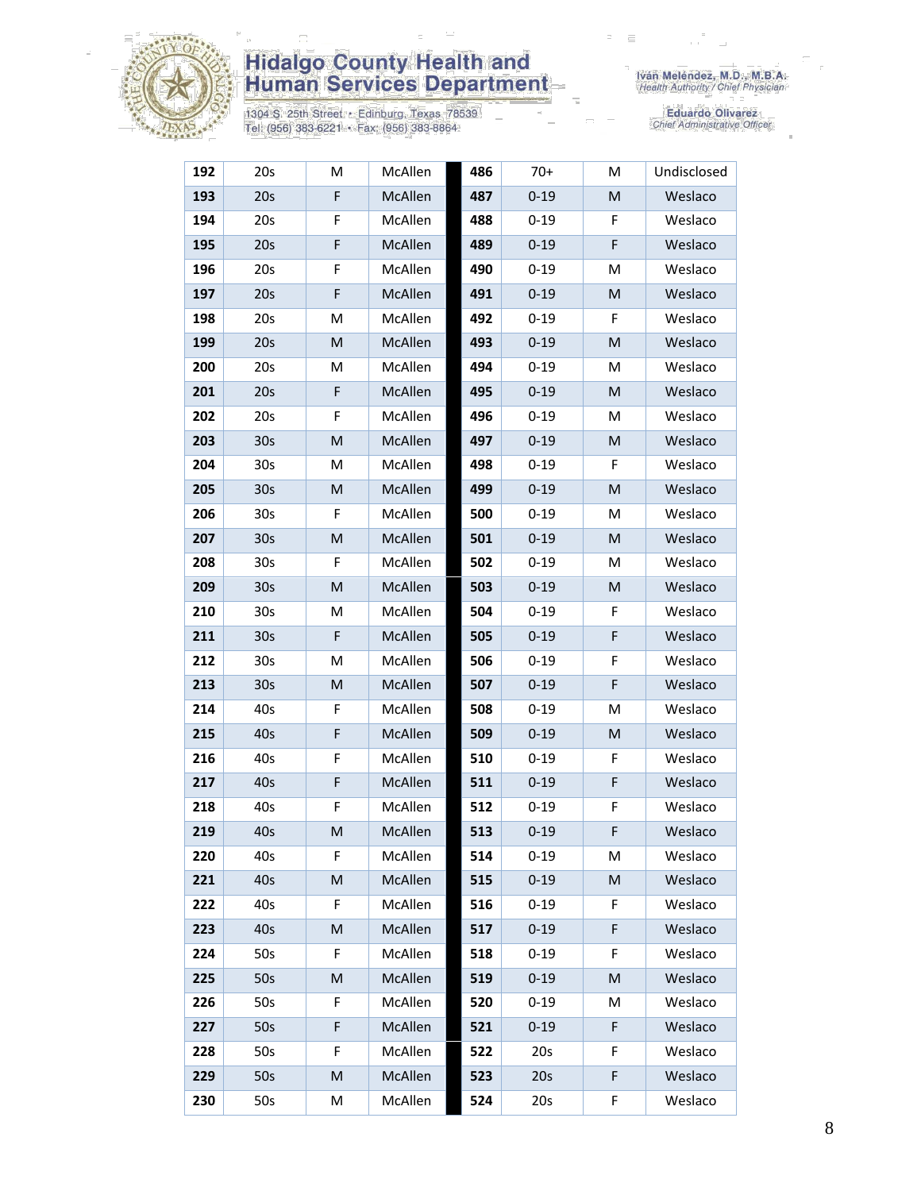| 192 | 20s | M | McAllen | | 486 | 70+ | M | Undisclosed |
|---|---|---|---|---|---|---|---|---|
| 193 | 20s | F | McAllen | | 487 | 0-19 | M | Weslaco |
| 194 | 20s | F | McAllen | | 488 | 0-19 | F | Weslaco |
| 195 | 20s | F | McAllen | | 489 | 0-19 | F | Weslaco |
| 196 | 20s | F | McAllen | | 490 | 0-19 | M | Weslaco |
| 197 | 20s | F | McAllen | | 491 | 0-19 | M | Weslaco |
| 198 | 20s | M | McAllen | | 492 | 0-19 | F | Weslaco |
| 199 | 20s | M | McAllen | | 493 | 0-19 | M | Weslaco |
| 200 | 20s | M | McAllen | | 494 | 0-19 | M | Weslaco |
| 201 | 20s | F | McAllen | | 495 | 0-19 | M | Weslaco |
| 202 | 20s | F | McAllen | | 496 | 0-19 | M | Weslaco |
| 203 | 30s | M | McAllen | | 497 | 0-19 | M | Weslaco |
| 204 | 30s | M | McAllen | | 498 | 0-19 | F | Weslaco |
| 205 | 30s | M | McAllen | | 499 | 0-19 | M | Weslaco |
| 206 | 30s | F | McAllen | | 500 | 0-19 | M | Weslaco |
| 207 | 30s | M | McAllen | | 501 | 0-19 | M | Weslaco |
| 208 | 30s | F | McAllen | | 502 | 0-19 | M | Weslaco |
| 209 | 30s | M | McAllen | | 503 | 0-19 | M | Weslaco |
| 210 | 30s | M | McAllen | | 504 | 0-19 | F | Weslaco |
| 211 | 30s | F | McAllen | | 505 | 0-19 | F | Weslaco |
| 212 | 30s | M | McAllen | | 506 | 0-19 | F | Weslaco |
| 213 | 30s | M | McAllen | | 507 | 0-19 | F | Weslaco |
| 214 | 40s | F | McAllen | | 508 | 0-19 | M | Weslaco |
| 215 | 40s | F | McAllen | | 509 | 0-19 | M | Weslaco |
| 216 | 40s | F | McAllen | | 510 | 0-19 | F | Weslaco |
| 217 | 40s | F | McAllen | | 511 | 0-19 | F | Weslaco |
| 218 | 40s | F | McAllen | | 512 | 0-19 | F | Weslaco |
| 219 | 40s | M | McAllen | | 513 | 0-19 | F | Weslaco |
| 220 | 40s | F | McAllen | | 514 | 0-19 | M | Weslaco |
| 221 | 40s | M | McAllen | | 515 | 0-19 | M | Weslaco |
| 222 | 40s | F | McAllen | | 516 | 0-19 | F | Weslaco |
| 223 | 40s | M | McAllen | | 517 | 0-19 | F | Weslaco |
| 224 | 50s | F | McAllen | | 518 | 0-19 | F | Weslaco |
| 225 | 50s | M | McAllen | | 519 | 0-19 | M | Weslaco |
| 226 | 50s | F | McAllen | | 520 | 0-19 | M | Weslaco |
| 227 | 50s | F | McAllen | | 521 | 0-19 | F | Weslaco |
| 228 | 50s | F | McAllen | | 522 | 20s | F | Weslaco |
| 229 | 50s | M | McAllen | | 523 | 20s | F | Weslaco |
| 230 | 50s | M | McAllen | | 524 | 20s | F | Weslaco |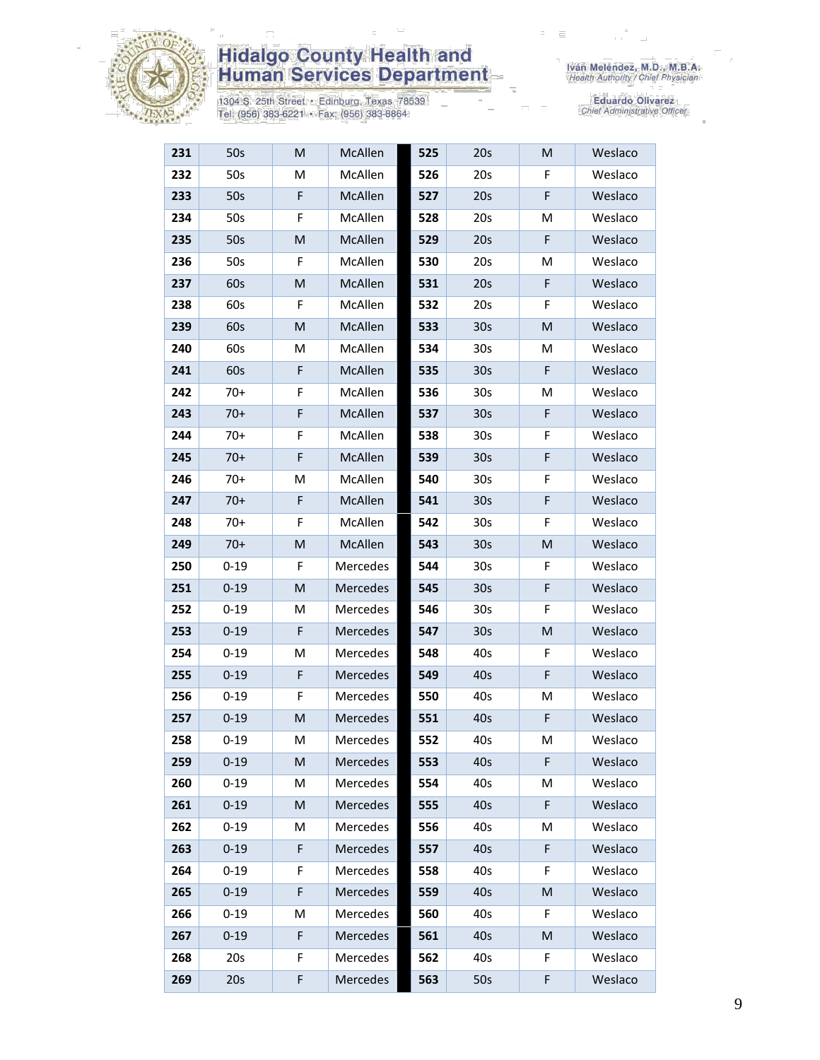| 231 | 50s | M | McAllen | 525 | 20s | M | Weslaco |
|---|---|---|---|---|---|---|---|
| 232 | 50s | M | McAllen | 526 | 20s | F | Weslaco |
| 233 | 50s | F | McAllen | 527 | 20s | F | Weslaco |
| 234 | 50s | F | McAllen | 528 | 20s | M | Weslaco |
| 235 | 50s | M | McAllen | 529 | 20s | F | Weslaco |
| 236 | 50s | F | McAllen | 530 | 20s | M | Weslaco |
| 237 | 60s | M | McAllen | 531 | 20s | F | Weslaco |
| 238 | 60s | F | McAllen | 532 | 20s | F | Weslaco |
| 239 | 60s | M | McAllen | 533 | 30s | M | Weslaco |
| 240 | 60s | M | McAllen | 534 | 30s | M | Weslaco |
| 241 | 60s | F | McAllen | 535 | 30s | F | Weslaco |
| 242 | 70+ | F | McAllen | 536 | 30s | M | Weslaco |
| 243 | 70+ | F | McAllen | 537 | 30s | F | Weslaco |
| 244 | 70+ | F | McAllen | 538 | 30s | F | Weslaco |
| 245 | 70+ | F | McAllen | 539 | 30s | F | Weslaco |
| 246 | 70+ | M | McAllen | 540 | 30s | F | Weslaco |
| 247 | 70+ | F | McAllen | 541 | 30s | F | Weslaco |
| 248 | 70+ | F | McAllen | 542 | 30s | F | Weslaco |
| 249 | 70+ | M | McAllen | 543 | 30s | M | Weslaco |
| 250 | 0-19 | F | Mercedes | 544 | 30s | F | Weslaco |
| 251 | 0-19 | M | Mercedes | 545 | 30s | F | Weslaco |
| 252 | 0-19 | M | Mercedes | 546 | 30s | F | Weslaco |
| 253 | 0-19 | F | Mercedes | 547 | 30s | M | Weslaco |
| 254 | 0-19 | M | Mercedes | 548 | 40s | F | Weslaco |
| 255 | 0-19 | F | Mercedes | 549 | 40s | F | Weslaco |
| 256 | 0-19 | F | Mercedes | 550 | 40s | M | Weslaco |
| 257 | 0-19 | M | Mercedes | 551 | 40s | F | Weslaco |
| 258 | 0-19 | M | Mercedes | 552 | 40s | M | Weslaco |
| 259 | 0-19 | M | Mercedes | 553 | 40s | F | Weslaco |
| 260 | 0-19 | M | Mercedes | 554 | 40s | M | Weslaco |
| 261 | 0-19 | M | Mercedes | 555 | 40s | F | Weslaco |
| 262 | 0-19 | M | Mercedes | 556 | 40s | M | Weslaco |
| 263 | 0-19 | F | Mercedes | 557 | 40s | F | Weslaco |
| 264 | 0-19 | F | Mercedes | 558 | 40s | F | Weslaco |
| 265 | 0-19 | F | Mercedes | 559 | 40s | M | Weslaco |
| 266 | 0-19 | M | Mercedes | 560 | 40s | F | Weslaco |
| 267 | 0-19 | F | Mercedes | 561 | 40s | M | Weslaco |
| 268 | 20s | F | Mercedes | 562 | 40s | F | Weslaco |
| 269 | 20s | F | Mercedes | 563 | 50s | F | Weslaco |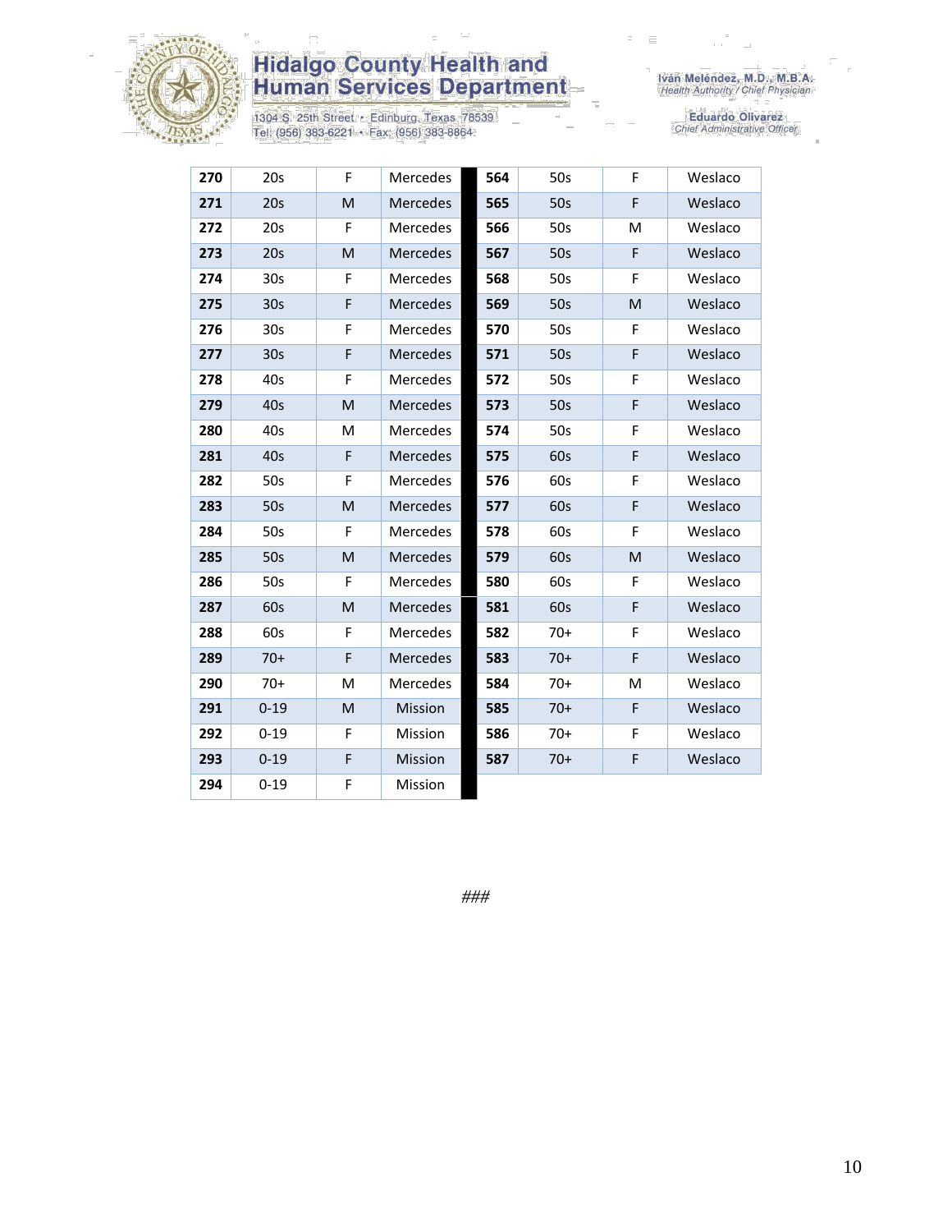| | | | | | | | | |
|---|---|---|---|---|---|---|---|---|
| **270** | 20s | F | Mercedes | | **564** | 50s | F | Weslaco |
| **271** | 20s | M | Mercedes | | **565** | 50s | F | Weslaco |
| **272** | 20s | F | Mercedes | | **566** | 50s | M | Weslaco |
| **273** | 20s | M | Mercedes | | **567** | 50s | F | Weslaco |
| **274** | 30s | F | Mercedes | | **568** | 50s | F | Weslaco |
| **275** | 30s | F | Mercedes | | **569** | 50s | M | Weslaco |
| **276** | 30s | F | Mercedes | | **570** | 50s | F | Weslaco |
| **277** | 30s | F | Mercedes | | **571** | 50s | F | Weslaco |
| **278** | 40s | F | Mercedes | | **572** | 50s | F | Weslaco |
| **279** | 40s | M | Mercedes | | **573** | 50s | F | Weslaco |
| **280** | 40s | M | Mercedes | | **574** | 50s | F | Weslaco |
| **281** | 40s | F | Mercedes | | **575** | 60s | F | Weslaco |
| **282** | 50s | F | Mercedes | | **576** | 60s | F | Weslaco |
| **283** | 50s | M | Mercedes | | **577** | 60s | F | Weslaco |
| **284** | 50s | F | Mercedes | | **578** | 60s | F | Weslaco |
| **285** | 50s | M | Mercedes | | **579** | 60s | M | Weslaco |
| **286** | 50s | F | Mercedes | | **580** | 60s | F | Weslaco |
| **287** | 60s | M | Mercedes | | **581** | 60s | F | Weslaco |
| **288** | 60s | F | Mercedes | | **582** | 70+ | F | Weslaco |
| **289** | 70+ | F | Mercedes | | **583** | 70+ | F | Weslaco |
| **290** | 70+ | M | Mercedes | | **584** | 70+ | M | Weslaco |
| **291** | 0-19 | M | Mission | | **585** | 70+ | F | Weslaco |
| **292** | 0-19 | F | Mission | | **586** | 70+ | F | Weslaco |
| **293** | 0-19 | F | Mission | | **587** | 70+ | F | Weslaco |
| **294** | 0-19 | F | Mission | | | | | |

###